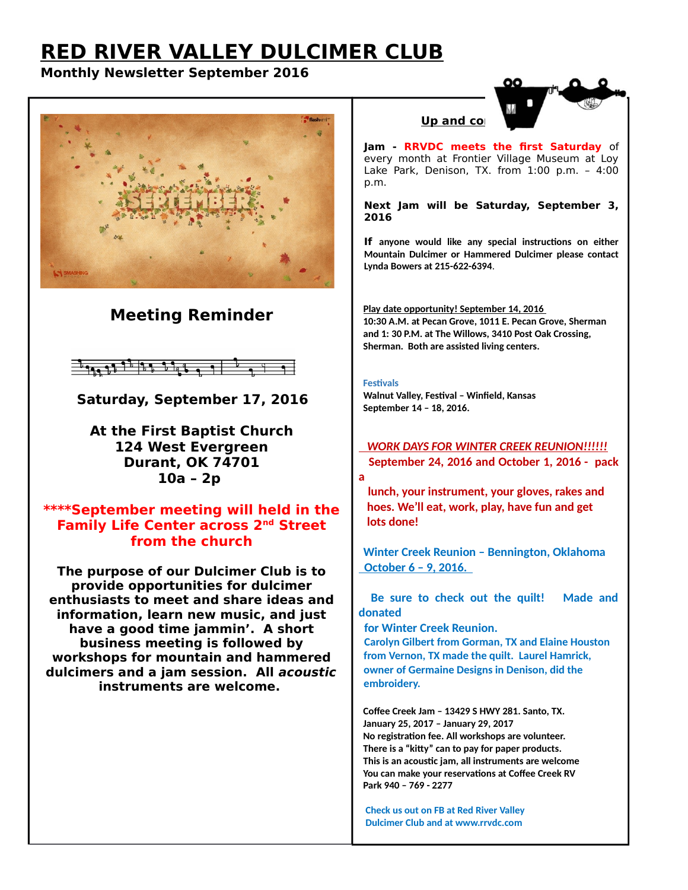# RED RIVER VALLEY DULCIMER CLUB

**Monthly Newsletter September 2016**

## Meeting Reminder

**Saturday, September 17, 2016**

**At the First Baptist Church**
**124 West Evergreen**
**Durant, OK 74701**
**10a – 2p**

**\*\*\*\*September meeting will held in the Family Life Center across 2nd Street from the church**

**The purpose of our Dulcimer Club is to provide opportunities for dulcimer enthusiasts to meet and share ideas and information, learn new music, and just have a good time jammin'. A short business meeting is followed by workshops for mountain and hammered dulcimers and a jam session. All *acoustic* instruments are welcome.**

**Up and co**

**Jam - RRVDC meets the first Saturday** of every month at Frontier Village Museum at Loy Lake Park, Denison, TX. from 1:00 p.m. – 4:00 p.m.

**Next Jam will be Saturday, September 3, 2016**

**If anyone would like any special instructions on either Mountain Dulcimer or Hammered Dulcimer please contact Lynda Bowers at 215-622-6394**.

**Play date opportunity! September 14, 2016**
**10:30 A.M. at Pecan Grove, 1011 E. Pecan Grove, Sherman and 1: 30 P.M. at The Willows, 3410 Post Oak Crossing, Sherman. Both are assisted living centers.**

**Festivals**
**Walnut Valley, Festival – Winfield, Kansas**
**September 14 – 18, 2016.**

***WORK DAYS FOR WINTER CREEK REUNION!!!!!!***
**September 24, 2016 and October 1, 2016 - pack a lunch, your instrument, your gloves, rakes and hoes. We'll eat, work, play, have fun and get lots done!**

**Winter Creek Reunion – Bennington, Oklahoma**
**October 6 – 9, 2016.**

**Be sure to check out the quilt! Made and donated for Winter Creek Reunion.**
**Carolyn Gilbert from Gorman, TX and Elaine Houston from Vernon, TX made the quilt. Laurel Hamrick, owner of Germaine Designs in Denison, did the embroidery.**

**Coffee Creek Jam – 13429 S HWY 281. Santo, TX.**
**January 25, 2017 – January 29, 2017**
**No registration fee. All workshops are volunteer.**
**There is a "kitty" can to pay for paper products.**
**This is an acoustic jam, all instruments are welcome**
**You can make your reservations at Coffee Creek RV Park 940 – 769 - 2277**

**Check us out on FB at Red River Valley Dulcimer Club and at www.rrvdc.com**